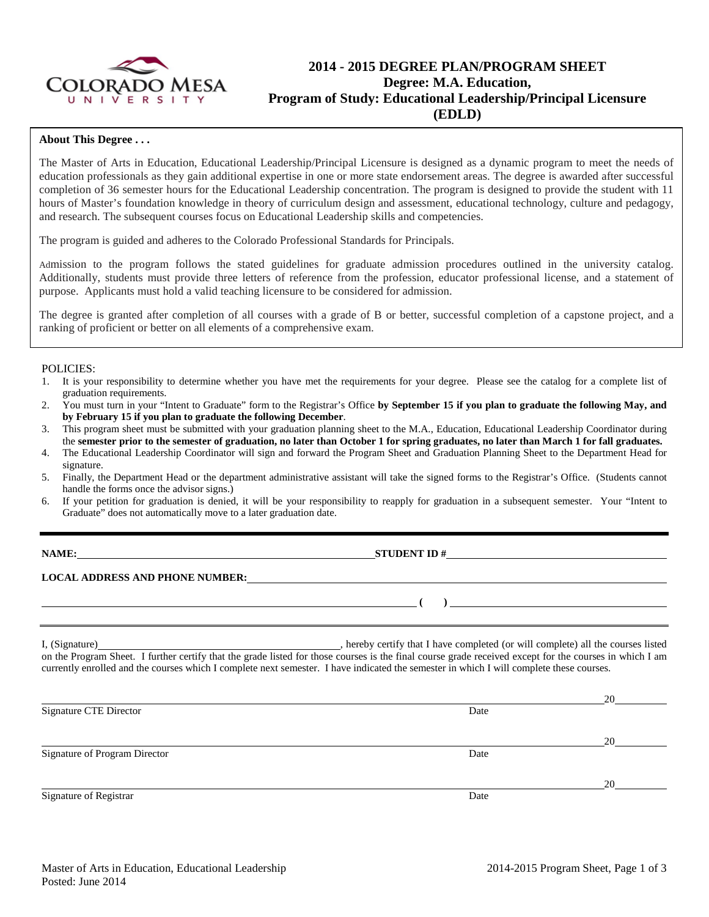# 2014 - 2015 DEGREE PLAN/PROGRAM SHEET
## Degree: M.A. Education, Program of Study: Educational Leadership/Principal Licensure (EDLD)

**About This Degree . . .**

The Master of Arts in Education, Educational Leadership/Principal Licensure is designed as a dynamic program to meet the needs of education professionals as they gain additional expertise in one or more state endorsement areas. The degree is awarded after successful completion of 36 semester hours for the Educational Leadership concentration. The program is designed to provide the student with 11 hours of Master's foundation knowledge in theory of curriculum design and assessment, educational technology, culture and pedagogy, and research. The subsequent courses focus on Educational Leadership skills and competencies.

The program is guided and adheres to the Colorado Professional Standards for Principals.

Admission to the program follows the stated guidelines for graduate admission procedures outlined in the university catalog. Additionally, students must provide three letters of reference from the profession, educator professional license, and a statement of purpose. Applicants must hold a valid teaching licensure to be considered for admission.

The degree is granted after completion of all courses with a grade of B or better, successful completion of a capstone project, and a ranking of proficient or better on all elements of a comprehensive exam.

POLICIES:

1. It is your responsibility to determine whether you have met the requirements for your degree. Please see the catalog for a complete list of graduation requirements.
2. You must turn in your "Intent to Graduate" form to the Registrar's Office **by September 15 if you plan to graduate the following May, and by February 15 if you plan to graduate the following December**.
3. This program sheet must be submitted with your graduation planning sheet to the M.A., Education, Educational Leadership Coordinator during the **semester prior to the semester of graduation, no later than October 1 for spring graduates, no later than March 1 for fall graduates.**
4. The Educational Leadership Coordinator will sign and forward the Program Sheet and Graduation Planning Sheet to the Department Head for signature.
5. Finally, the Department Head or the department administrative assistant will take the signed forms to the Registrar's Office. (Students cannot handle the forms once the advisor signs.)
6. If your petition for graduation is denied, it will be your responsibility to reapply for graduation in a subsequent semester. Your "Intent to Graduate" does not automatically move to a later graduation date.

---

**NAME:** ______________________________ **STUDENT ID #** ______________________________

**LOCAL ADDRESS AND PHONE NUMBER:** ______________________________

______________________________ **(      )** ______________________________

I, (Signature)______________________________, hereby certify that I have completed (or will complete) all the courses listed on the Program Sheet. I further certify that the grade listed for those courses is the final course grade received except for the courses in which I am currently enrolled and the courses which I complete next semester. I have indicated the semester in which I will complete these courses.

______________________________ 20______
Signature CTE Director                                        Date

______________________________ 20______
Signature of Program Director                                 Date

______________________________ 20______
Signature of Registrar                                        Date

Master of Arts in Education, Educational Leadership
Posted: June 2014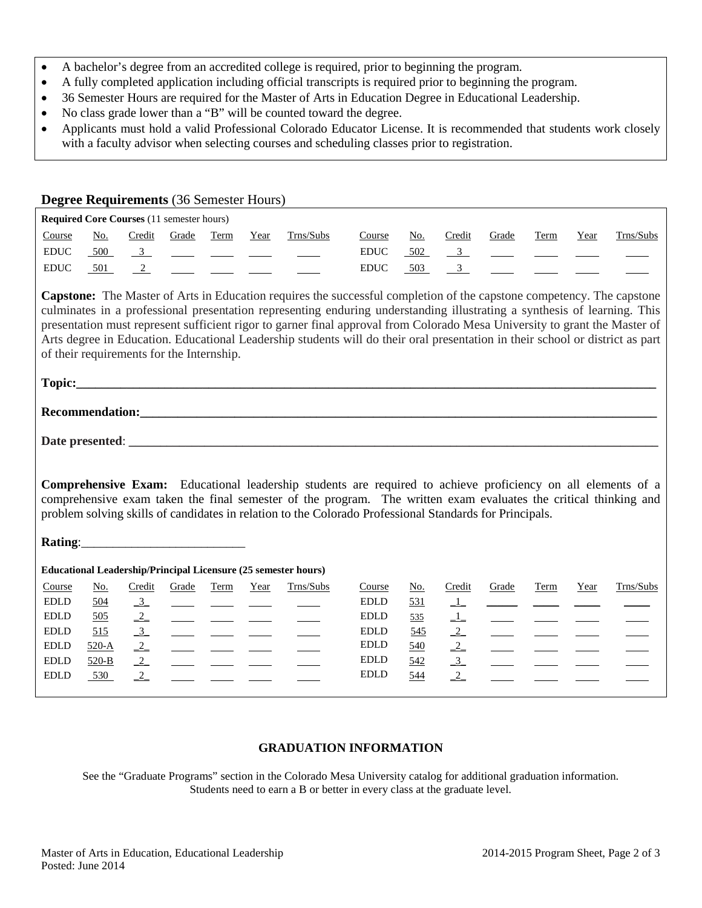- A bachelor's degree from an accredited college is required, prior to beginning the program.
- A fully completed application including official transcripts is required prior to beginning the program.
- 36 Semester Hours are required for the Master of Arts in Education Degree in Educational Leadership.
- No class grade lower than a "B" will be counted toward the degree.
- Applicants must hold a valid Professional Colorado Educator License. It is recommended that students work closely with a faculty advisor when selecting courses and scheduling classes prior to registration.

## Degree Requirements (36 Semester Hours)

**Required Core Courses** (11 semester hours)

| Course | No. | Credit | Grade | Term | Year | Trns/Subs | Course | No. | Credit | Grade | Term | Year | Trns/Subs |
|---|---|---|---|---|---|---|---|---|---|---|---|---|---|
| EDUC | 500 | 3 | | | | | EDUC | 502 | 3 | | | | |
| EDUC | 501 | 2 | | | | | EDUC | 503 | 3 | | | | |

**Capstone:** The Master of Arts in Education requires the successful completion of the capstone competency. The capstone culminates in a professional presentation representing enduring understanding illustrating a synthesis of learning. This presentation must represent sufficient rigor to garner final approval from Colorado Mesa University to grant the Master of Arts degree in Education. Educational Leadership students will do their oral presentation in their school or district as part of their requirements for the Internship.

**Topic:**___________________________________________

**Recommendation:**___________________________________

**Date presented**: ___________________________________

**Comprehensive Exam:** Educational leadership students are required to achieve proficiency on all elements of a comprehensive exam taken the final semester of the program. The written exam evaluates the critical thinking and problem solving skills of candidates in relation to the Colorado Professional Standards for Principals.

**Rating**:___________________________

**Educational Leadership/Principal Licensure (25 semester hours)**

| Course | No. | Credit | Grade | Term | Year | Trns/Subs | Course | No. | Credit | Grade | Term | Year | Trns/Subs |
|---|---|---|---|---|---|---|---|---|---|---|---|---|---|
| EDLD | 504 | 3 | | | | | EDLD | 531 | 1 | | | | |
| EDLD | 505 | 2 | | | | | EDLD | 535 | 1 | | | | |
| EDLD | 515 | 3 | | | | | EDLD | 545 | 2 | | | | |
| EDLD | 520-A | 2 | | | | | EDLD | 540 | 2 | | | | |
| EDLD | 520-B | 2 | | | | | EDLD | 542 | 3 | | | | |
| EDLD | 530 | 2 | | | | | EDLD | 544 | 2 | | | | |

## GRADUATION INFORMATION

See the "Graduate Programs" section in the Colorado Mesa University catalog for additional graduation information.
Students need to earn a B or better in every class at the graduate level.

Master of Arts in Education, Educational Leadership
Posted: June 2014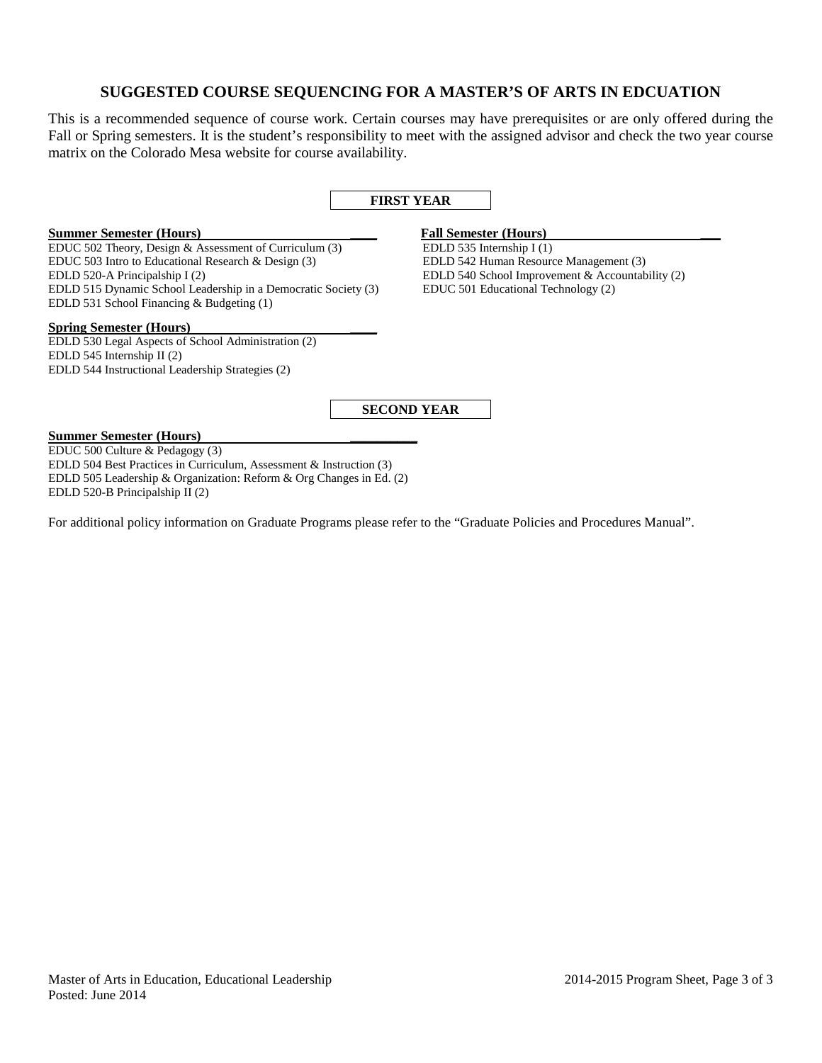## SUGGESTED COURSE SEQUENCING FOR A MASTER'S OF ARTS IN EDCUATION

This is a recommended sequence of course work. Certain courses may have prerequisites or are only offered during the Fall or Spring semesters. It is the student's responsibility to meet with the assigned advisor and check the two year course matrix on the Colorado Mesa website for course availability.

### FIRST YEAR

**Summer Semester (Hours)** ____

EDUC 502 Theory, Design & Assessment of Curriculum (3)
EDUC 503 Intro to Educational Research & Design (3)
EDLD 520-A Principalship I (2)
EDLD 515 Dynamic School Leadership in a Democratic Society (3)
EDLD 531 School Financing & Budgeting (1)

**Fall Semester (Hours)** ___

EDLD 535 Internship I (1)
EDLD 542 Human Resource Management (3)
EDLD 540 School Improvement & Accountability (2)
EDUC 501 Educational Technology (2)

**Spring Semester (Hours)** ____

EDLD 530 Legal Aspects of School Administration (2)
EDLD 545 Internship II (2)
EDLD 544 Instructional Leadership Strategies (2)

### SECOND YEAR

**Summer Semester (Hours)** _________

EDUC 500 Culture & Pedagogy (3)
EDLD 504 Best Practices in Curriculum, Assessment & Instruction (3)
EDLD 505 Leadership & Organization: Reform & Org Changes in Ed. (2)
EDLD 520-B Principalship II (2)

For additional policy information on Graduate Programs please refer to the "Graduate Policies and Procedures Manual".

Master of Arts in Education, Educational Leadership
Posted: June 2014